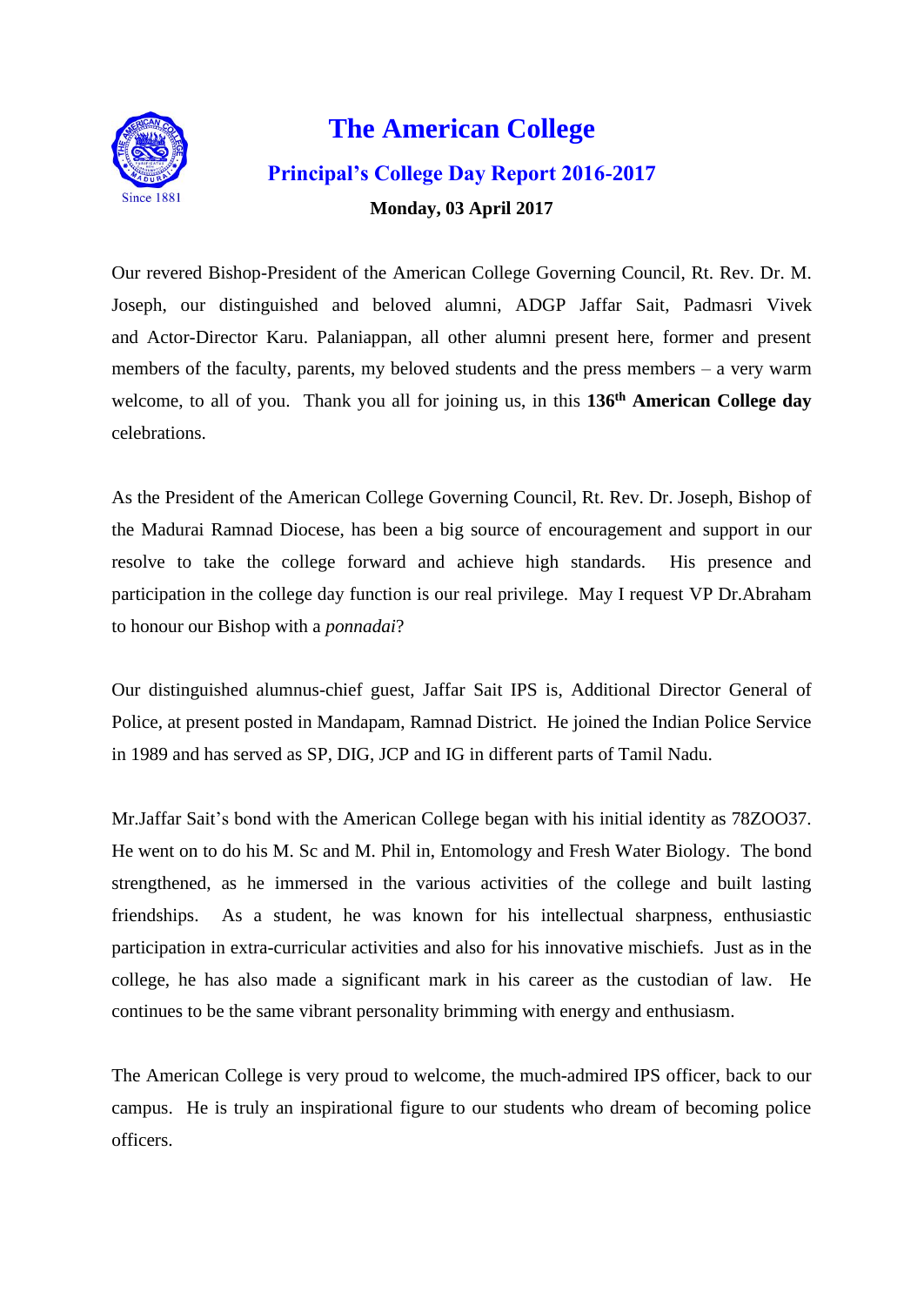# The American College

## Principal's College Day Report 2016-2017

**Monday, 03 April 2017**

Our revered Bishop-President of the American College Governing Council, Rt. Rev. Dr. M. Joseph, our distinguished and beloved alumni, ADGP Jaffar Sait, Padmasri Vivek and Actor-Director Karu. Palaniappan, all other alumni present here, former and present members of the faculty, parents, my beloved students and the press members – a very warm welcome, to all of you. Thank you all for joining us, in this **136th American College day** celebrations.

As the President of the American College Governing Council, Rt. Rev. Dr. Joseph, Bishop of the Madurai Ramnad Diocese, has been a big source of encouragement and support in our resolve to take the college forward and achieve high standards. His presence and participation in the college day function is our real privilege. May I request VP Dr.Abraham to honour our Bishop with a *ponnadai*?

Our distinguished alumnus-chief guest, Jaffar Sait IPS is, Additional Director General of Police, at present posted in Mandapam, Ramnad District. He joined the Indian Police Service in 1989 and has served as SP, DIG, JCP and IG in different parts of Tamil Nadu.

Mr.Jaffar Sait's bond with the American College began with his initial identity as 78ZOO37. He went on to do his M. Sc and M. Phil in, Entomology and Fresh Water Biology. The bond strengthened, as he immersed in the various activities of the college and built lasting friendships. As a student, he was known for his intellectual sharpness, enthusiastic participation in extra-curricular activities and also for his innovative mischiefs. Just as in the college, he has also made a significant mark in his career as the custodian of law. He continues to be the same vibrant personality brimming with energy and enthusiasm.

The American College is very proud to welcome, the much-admired IPS officer, back to our campus. He is truly an inspirational figure to our students who dream of becoming police officers.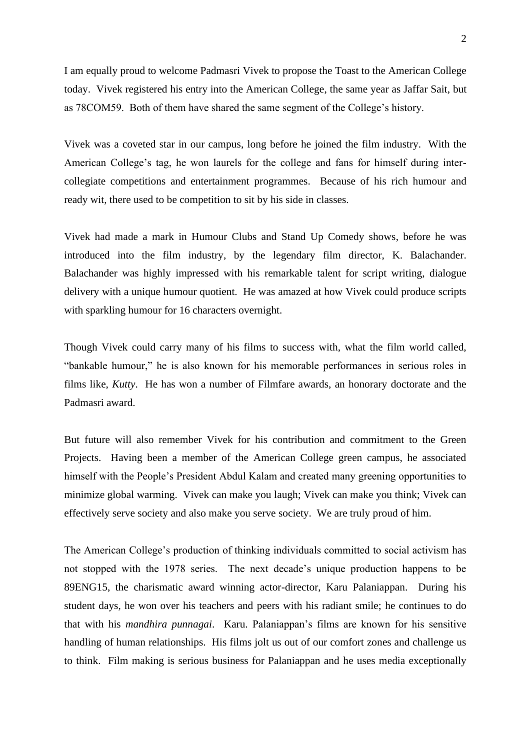I am equally proud to welcome Padmasri Vivek to propose the Toast to the American College today. Vivek registered his entry into the American College, the same year as Jaffar Sait, but as 78COM59. Both of them have shared the same segment of the College's history.

Vivek was a coveted star in our campus, long before he joined the film industry. With the American College's tag, he won laurels for the college and fans for himself during inter-collegiate competitions and entertainment programmes. Because of his rich humour and ready wit, there used to be competition to sit by his side in classes.

Vivek had made a mark in Humour Clubs and Stand Up Comedy shows, before he was introduced into the film industry, by the legendary film director, K. Balachander. Balachander was highly impressed with his remarkable talent for script writing, dialogue delivery with a unique humour quotient. He was amazed at how Vivek could produce scripts with sparkling humour for 16 characters overnight.

Though Vivek could carry many of his films to success with, what the film world called, "bankable humour," he is also known for his memorable performances in serious roles in films like, *Kutty*. He has won a number of Filmfare awards, an honorary doctorate and the Padmasri award.

But future will also remember Vivek for his contribution and commitment to the Green Projects. Having been a member of the American College green campus, he associated himself with the People's President Abdul Kalam and created many greening opportunities to minimize global warming. Vivek can make you laugh; Vivek can make you think; Vivek can effectively serve society and also make you serve society. We are truly proud of him.

The American College's production of thinking individuals committed to social activism has not stopped with the 1978 series. The next decade's unique production happens to be 89ENG15, the charismatic award winning actor-director, Karu Palaniappan. During his student days, he won over his teachers and peers with his radiant smile; he continues to do that with his *mandhira punnagai*. Karu. Palaniappan's films are known for his sensitive handling of human relationships. His films jolt us out of our comfort zones and challenge us to think. Film making is serious business for Palaniappan and he uses media exceptionally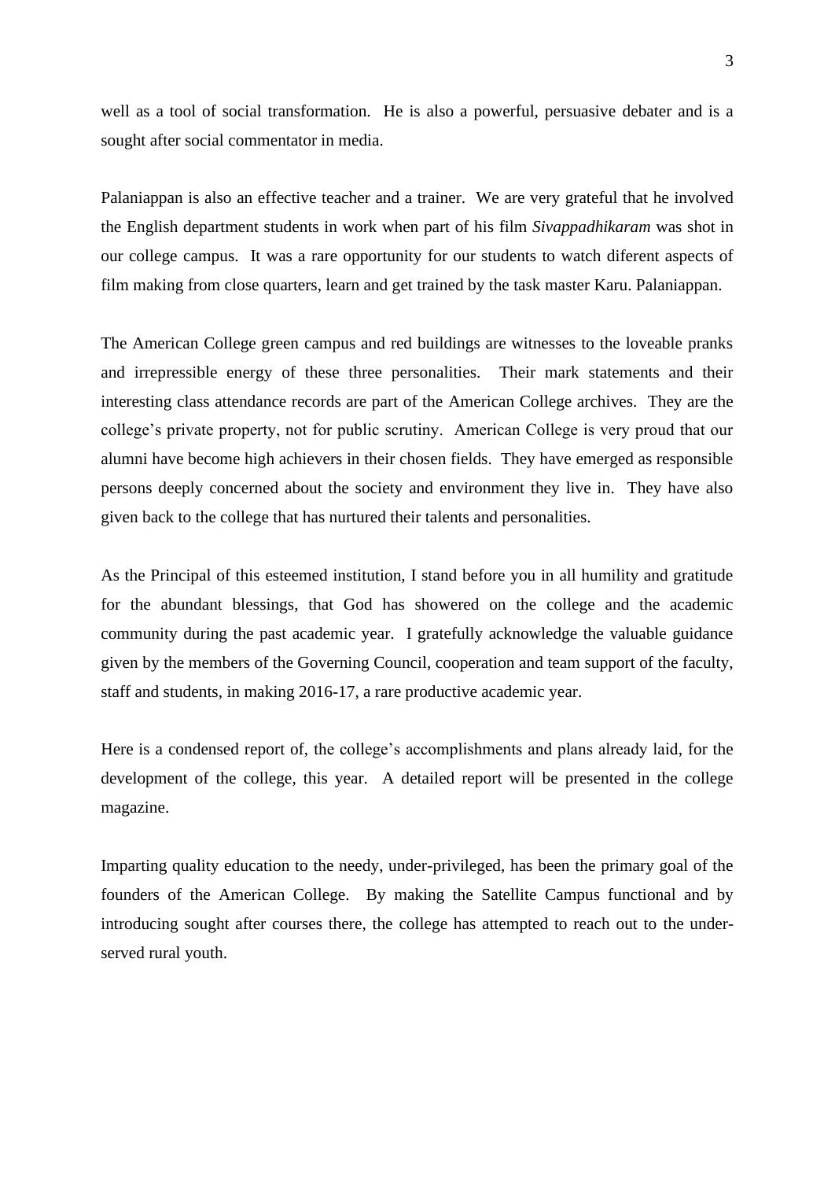well as a tool of social transformation. He is also a powerful, persuasive debater and is a sought after social commentator in media.

Palaniappan is also an effective teacher and a trainer. We are very grateful that he involved the English department students in work when part of his film *Sivappadhikaram* was shot in our college campus. It was a rare opportunity for our students to watch diferent aspects of film making from close quarters, learn and get trained by the task master Karu. Palaniappan.

The American College green campus and red buildings are witnesses to the loveable pranks and irrepressible energy of these three personalities. Their mark statements and their interesting class attendance records are part of the American College archives. They are the college's private property, not for public scrutiny. American College is very proud that our alumni have become high achievers in their chosen fields. They have emerged as responsible persons deeply concerned about the society and environment they live in. They have also given back to the college that has nurtured their talents and personalities.

As the Principal of this esteemed institution, I stand before you in all humility and gratitude for the abundant blessings, that God has showered on the college and the academic community during the past academic year. I gratefully acknowledge the valuable guidance given by the members of the Governing Council, cooperation and team support of the faculty, staff and students, in making 2016-17, a rare productive academic year.

Here is a condensed report of, the college's accomplishments and plans already laid, for the development of the college, this year. A detailed report will be presented in the college magazine.

Imparting quality education to the needy, under-privileged, has been the primary goal of the founders of the American College. By making the Satellite Campus functional and by introducing sought after courses there, the college has attempted to reach out to the under-served rural youth.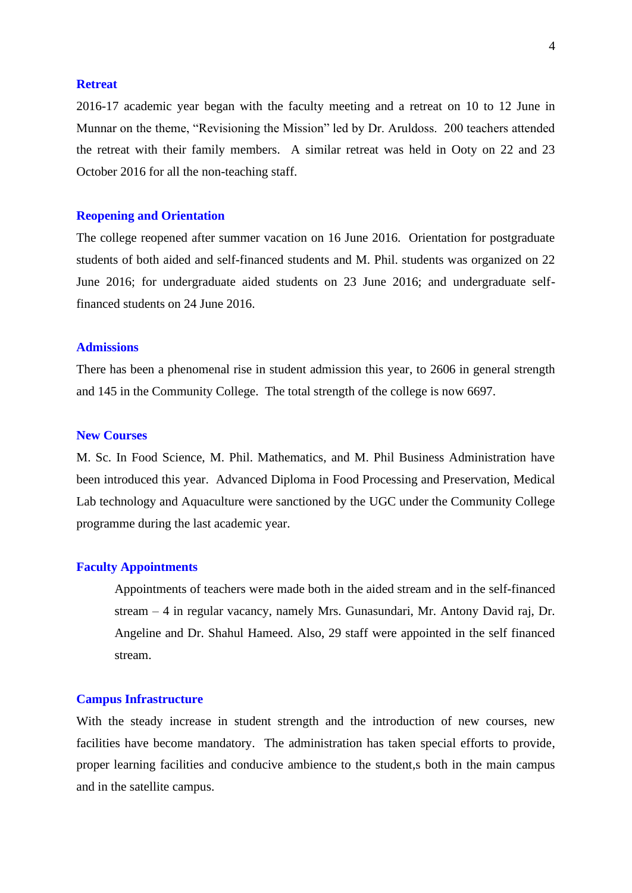## Retreat

2016-17 academic year began with the faculty meeting and a retreat on 10 to 12 June in Munnar on the theme, "Revisioning the Mission" led by Dr. Aruldoss. 200 teachers attended the retreat with their family members. A similar retreat was held in Ooty on 22 and 23 October 2016 for all the non-teaching staff.

## Reopening and Orientation

The college reopened after summer vacation on 16 June 2016. Orientation for postgraduate students of both aided and self-financed students and M. Phil. students was organized on 22 June 2016; for undergraduate aided students on 23 June 2016; and undergraduate self-financed students on 24 June 2016.

## Admissions

There has been a phenomenal rise in student admission this year, to 2606 in general strength and 145 in the Community College. The total strength of the college is now 6697.

## New Courses

M. Sc. In Food Science, M. Phil. Mathematics, and M. Phil Business Administration have been introduced this year. Advanced Diploma in Food Processing and Preservation, Medical Lab technology and Aquaculture were sanctioned by the UGC under the Community College programme during the last academic year.

## Faculty Appointments

Appointments of teachers were made both in the aided stream and in the self-financed stream – 4 in regular vacancy, namely Mrs. Gunasundari, Mr. Antony David raj, Dr. Angeline and Dr. Shahul Hameed. Also, 29 staff were appointed in the self financed stream.

## Campus Infrastructure

With the steady increase in student strength and the introduction of new courses, new facilities have become mandatory. The administration has taken special efforts to provide, proper learning facilities and conducive ambience to the student,s both in the main campus and in the satellite campus.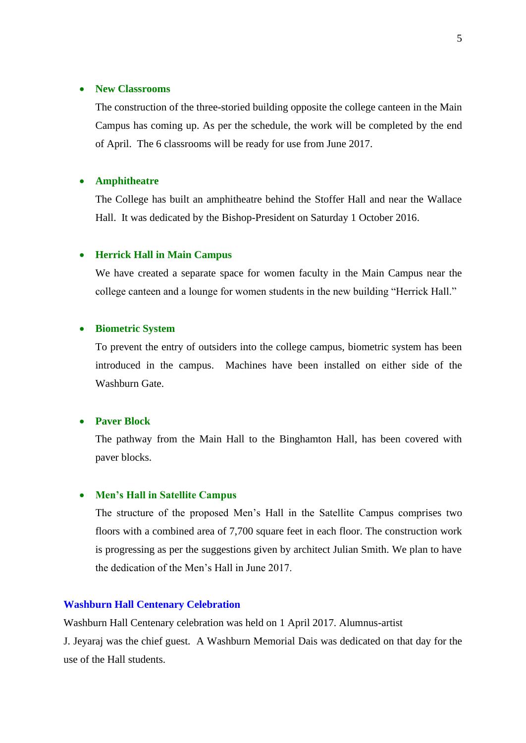- **New Classrooms**

  The construction of the three-storied building opposite the college canteen in the Main Campus has coming up. As per the schedule, the work will be completed by the end of April. The 6 classrooms will be ready for use from June 2017.

- **Amphitheatre**

  The College has built an amphitheatre behind the Stoffer Hall and near the Wallace Hall. It was dedicated by the Bishop-President on Saturday 1 October 2016.

- **Herrick Hall in Main Campus**

  We have created a separate space for women faculty in the Main Campus near the college canteen and a lounge for women students in the new building "Herrick Hall."

- **Biometric System**

  To prevent the entry of outsiders into the college campus, biometric system has been introduced in the campus. Machines have been installed on either side of the Washburn Gate.

- **Paver Block**

  The pathway from the Main Hall to the Binghamton Hall, has been covered with paver blocks.

- **Men's Hall in Satellite Campus**

  The structure of the proposed Men's Hall in the Satellite Campus comprises two floors with a combined area of 7,700 square feet in each floor. The construction work is progressing as per the suggestions given by architect Julian Smith. We plan to have the dedication of the Men's Hall in June 2017.

## Washburn Hall Centenary Celebration

Washburn Hall Centenary celebration was held on 1 April 2017. Alumnus-artist J. Jeyaraj was the chief guest. A Washburn Memorial Dais was dedicated on that day for the use of the Hall students.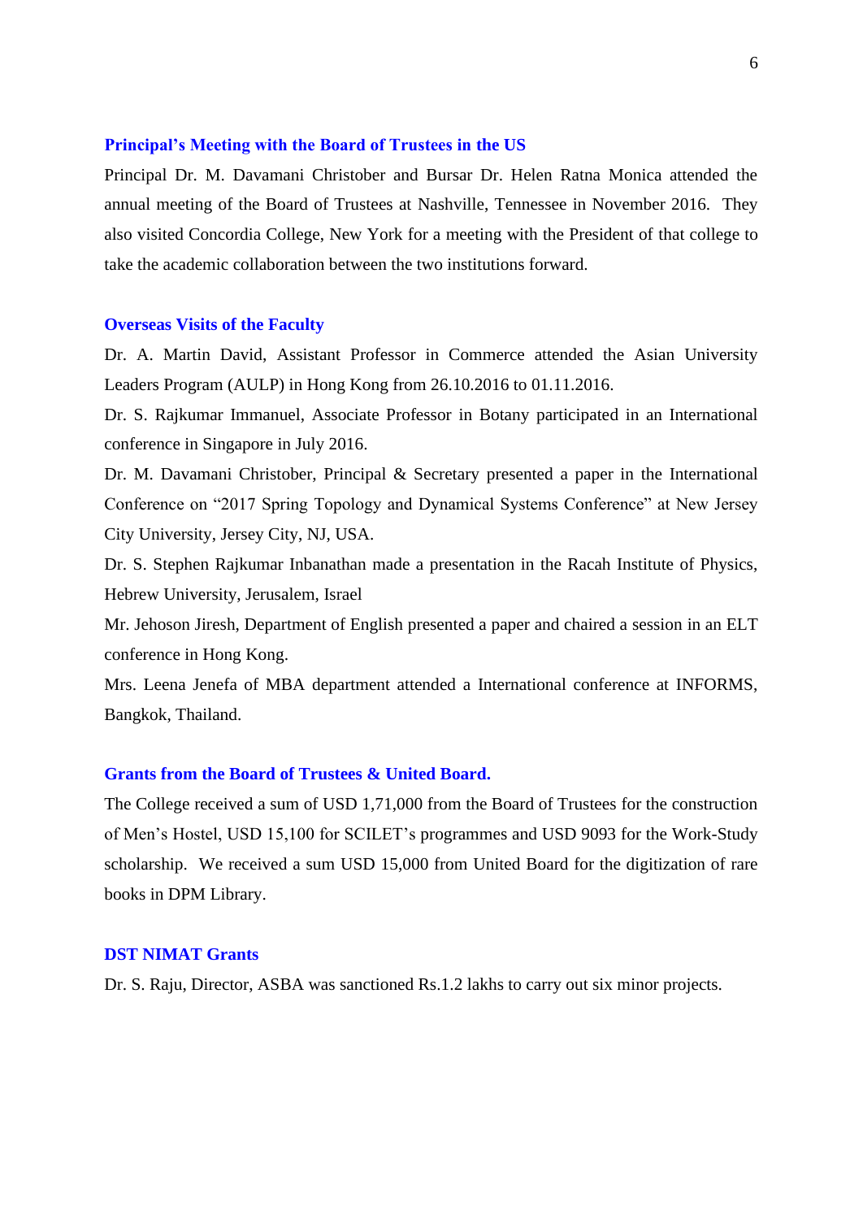### Principal's Meeting with the Board of Trustees in the US

Principal Dr. M. Davamani Christober and Bursar Dr. Helen Ratna Monica attended the annual meeting of the Board of Trustees at Nashville, Tennessee in November 2016. They also visited Concordia College, New York for a meeting with the President of that college to take the academic collaboration between the two institutions forward.

### Overseas Visits of the Faculty

Dr. A. Martin David, Assistant Professor in Commerce attended the Asian University Leaders Program (AULP) in Hong Kong from 26.10.2016 to 01.11.2016.

Dr. S. Rajkumar Immanuel, Associate Professor in Botany participated in an International conference in Singapore in July 2016.

Dr. M. Davamani Christober, Principal & Secretary presented a paper in the International Conference on "2017 Spring Topology and Dynamical Systems Conference" at New Jersey City University, Jersey City, NJ, USA.

Dr. S. Stephen Rajkumar Inbanathan made a presentation in the Racah Institute of Physics, Hebrew University, Jerusalem, Israel

Mr. Jehoson Jiresh, Department of English presented a paper and chaired a session in an ELT conference in Hong Kong.

Mrs. Leena Jenefa of MBA department attended a International conference at INFORMS, Bangkok, Thailand.

### Grants from the Board of Trustees & United Board.

The College received a sum of USD 1,71,000 from the Board of Trustees for the construction of Men's Hostel, USD 15,100 for SCILET's programmes and USD 9093 for the Work-Study scholarship. We received a sum USD 15,000 from United Board for the digitization of rare books in DPM Library.

### DST NIMAT Grants

Dr. S. Raju, Director, ASBA was sanctioned Rs.1.2 lakhs to carry out six minor projects.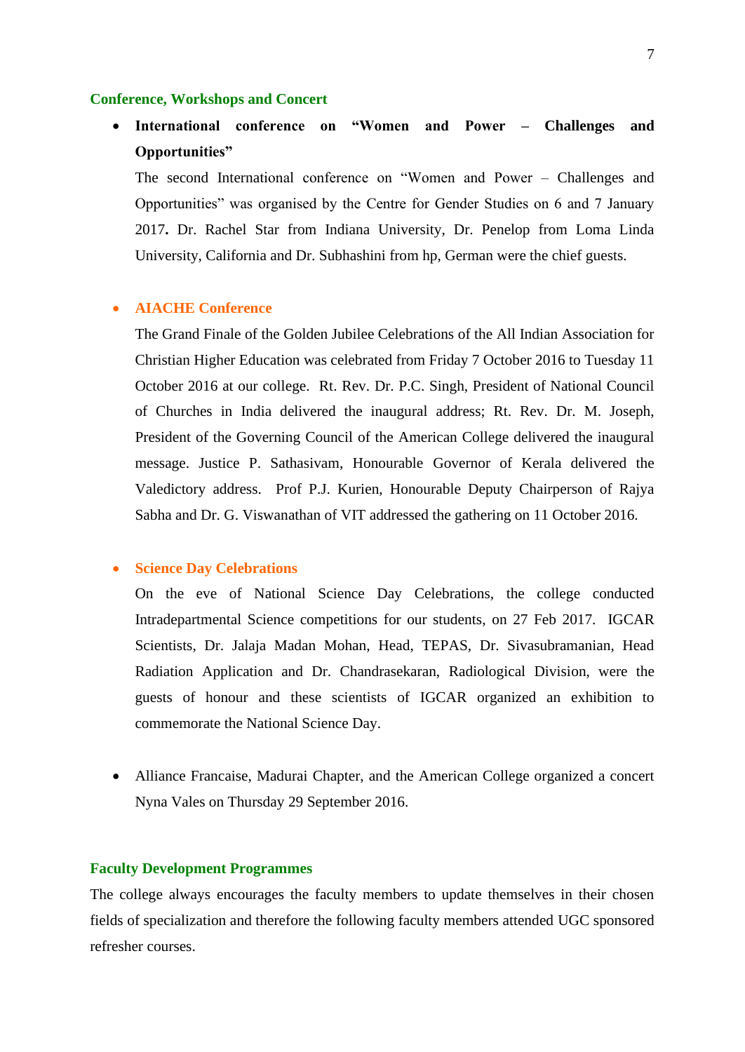## Conference, Workshops and Concert

- **International conference on "Women and Power – Challenges and Opportunities"**

  The second International conference on "Women and Power – Challenges and Opportunities" was organised by the Centre for Gender Studies on 6 and 7 January 2017**.** Dr. Rachel Star from Indiana University, Dr. Penelop from Loma Linda University, California and Dr. Subhashini from hp, German were the chief guests.

- **AIACHE Conference**

  The Grand Finale of the Golden Jubilee Celebrations of the All Indian Association for Christian Higher Education was celebrated from Friday 7 October 2016 to Tuesday 11 October 2016 at our college. Rt. Rev. Dr. P.C. Singh, President of National Council of Churches in India delivered the inaugural address; Rt. Rev. Dr. M. Joseph, President of the Governing Council of the American College delivered the inaugural message. Justice P. Sathasivam, Honourable Governor of Kerala delivered the Valedictory address. Prof P.J. Kurien, Honourable Deputy Chairperson of Rajya Sabha and Dr. G. Viswanathan of VIT addressed the gathering on 11 October 2016.

- **Science Day Celebrations**

  On the eve of National Science Day Celebrations, the college conducted Intradepartmental Science competitions for our students, on 27 Feb 2017. IGCAR Scientists, Dr. Jalaja Madan Mohan, Head, TEPAS, Dr. Sivasubramanian, Head Radiation Application and Dr. Chandrasekaran, Radiological Division, were the guests of honour and these scientists of IGCAR organized an exhibition to commemorate the National Science Day.

- Alliance Francaise, Madurai Chapter, and the American College organized a concert Nyna Vales on Thursday 29 September 2016.

## Faculty Development Programmes

The college always encourages the faculty members to update themselves in their chosen fields of specialization and therefore the following faculty members attended UGC sponsored refresher courses.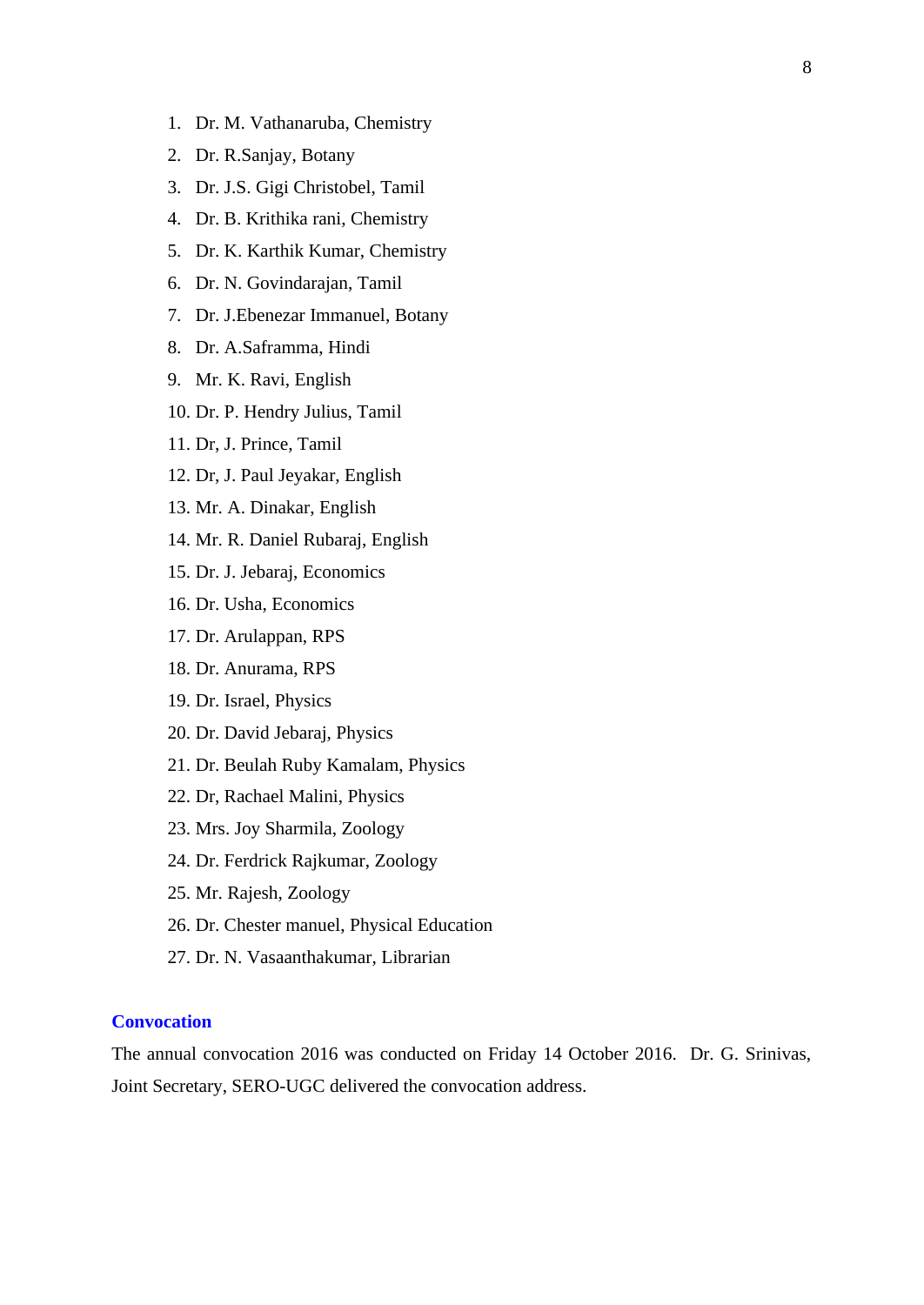1. Dr. M. Vathanaruba, Chemistry
2. Dr. R.Sanjay, Botany
3. Dr. J.S. Gigi Christobel, Tamil
4. Dr. B. Krithika rani, Chemistry
5. Dr. K. Karthik Kumar, Chemistry
6. Dr. N. Govindarajan, Tamil
7. Dr. J.Ebenezar Immanuel, Botany
8. Dr. A.Saframma, Hindi
9. Mr. K. Ravi, English
10. Dr. P. Hendry Julius, Tamil
11. Dr, J. Prince, Tamil
12. Dr, J. Paul Jeyakar, English
13. Mr. A. Dinakar, English
14. Mr. R. Daniel Rubaraj, English
15. Dr. J. Jebaraj, Economics
16. Dr. Usha, Economics
17. Dr. Arulappan, RPS
18. Dr. Anurama, RPS
19. Dr. Israel, Physics
20. Dr. David Jebaraj, Physics
21. Dr. Beulah Ruby Kamalam, Physics
22. Dr, Rachael Malini, Physics
23. Mrs. Joy Sharmila, Zoology
24. Dr. Ferdrick Rajkumar, Zoology
25. Mr. Rajesh, Zoology
26. Dr. Chester manuel, Physical Education
27. Dr. N. Vasaanthakumar, Librarian

### Convocation

The annual convocation 2016 was conducted on Friday 14 October 2016. Dr. G. Srinivas, Joint Secretary, SERO-UGC delivered the convocation address.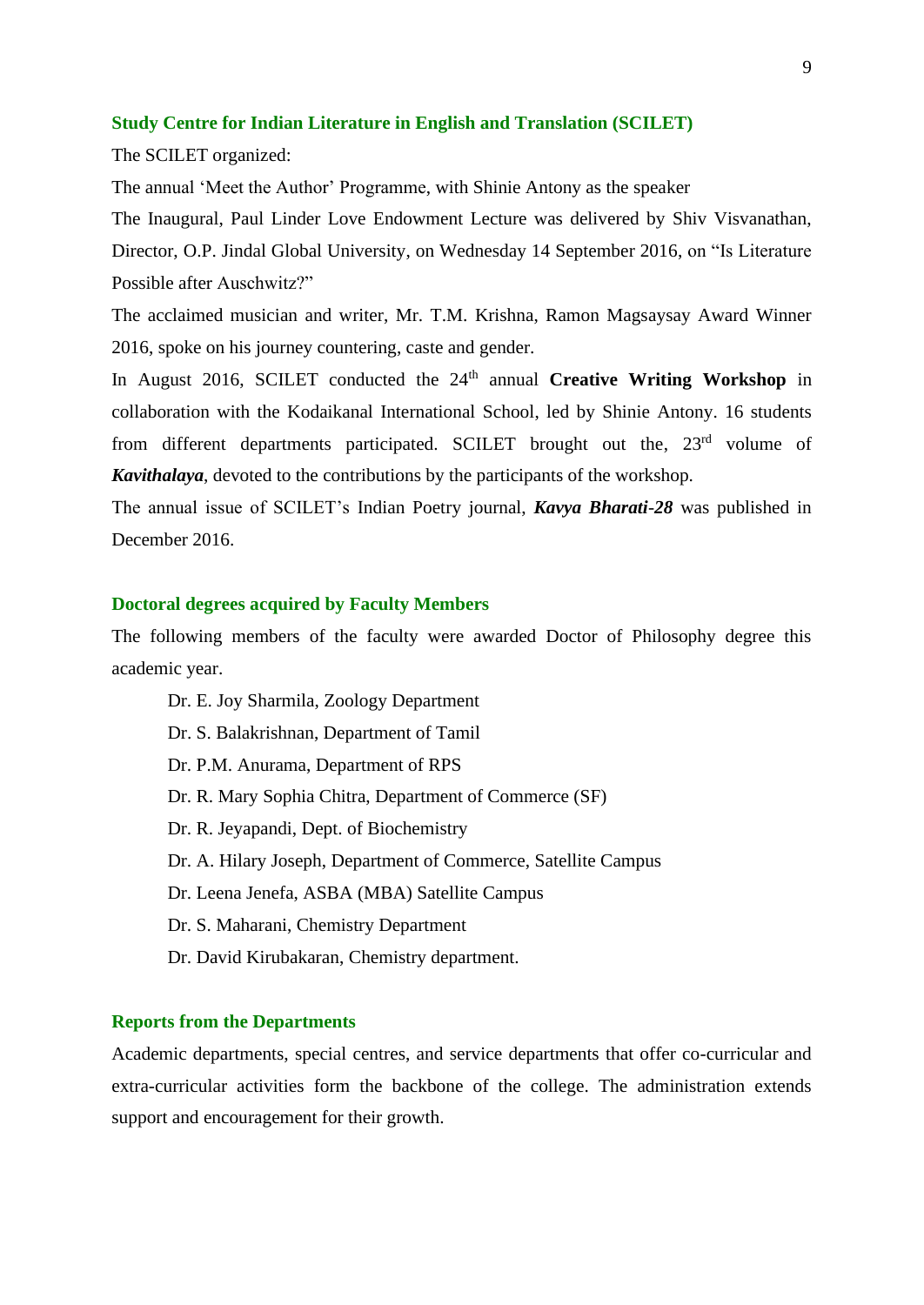## Study Centre for Indian Literature in English and Translation (SCILET)

The SCILET organized:

The annual 'Meet the Author' Programme, with Shinie Antony as the speaker

The Inaugural, Paul Linder Love Endowment Lecture was delivered by Shiv Visvanathan, Director, O.P. Jindal Global University, on Wednesday 14 September 2016, on "Is Literature Possible after Auschwitz?"

The acclaimed musician and writer, Mr. T.M. Krishna, Ramon Magsaysay Award Winner 2016, spoke on his journey countering, caste and gender.

In August 2016, SCILET conducted the 24th annual **Creative Writing Workshop** in collaboration with the Kodaikanal International School, led by Shinie Antony. 16 students from different departments participated. SCILET brought out the, 23rd volume of ***Kavithalaya***, devoted to the contributions by the participants of the workshop.

The annual issue of SCILET's Indian Poetry journal, ***Kavya Bharati-28*** was published in December 2016.

## Doctoral degrees acquired by Faculty Members

The following members of the faculty were awarded Doctor of Philosophy degree this academic year.

- Dr. E. Joy Sharmila, Zoology Department
- Dr. S. Balakrishnan, Department of Tamil
- Dr. P.M. Anurama, Department of RPS
- Dr. R. Mary Sophia Chitra, Department of Commerce (SF)
- Dr. R. Jeyapandi, Dept. of Biochemistry
- Dr. A. Hilary Joseph, Department of Commerce, Satellite Campus
- Dr. Leena Jenefa, ASBA (MBA) Satellite Campus
- Dr. S. Maharani, Chemistry Department
- Dr. David Kirubakaran, Chemistry department.

## Reports from the Departments

Academic departments, special centres, and service departments that offer co-curricular and extra-curricular activities form the backbone of the college. The administration extends support and encouragement for their growth.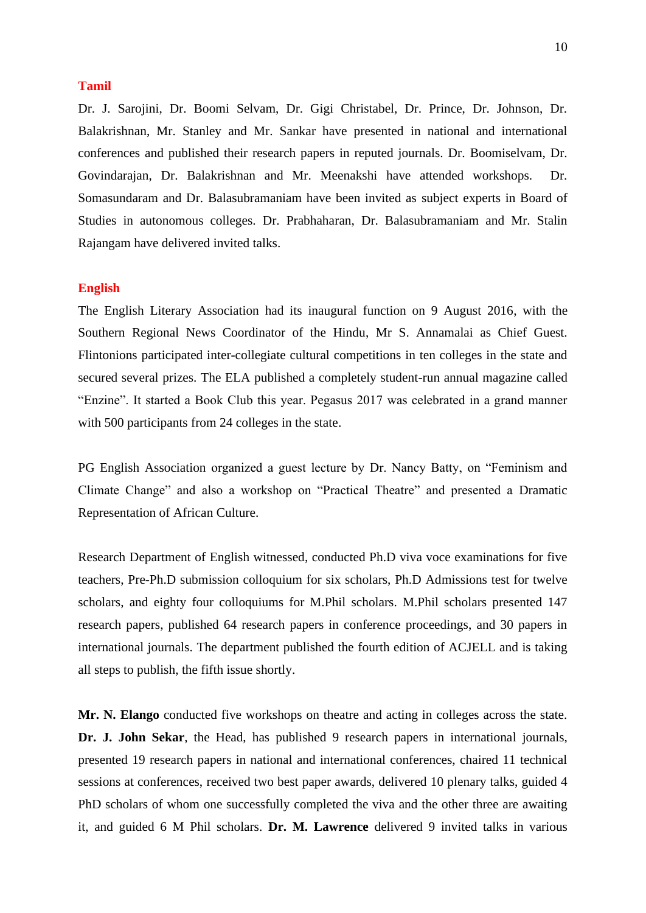## Tamil

Dr. J. Sarojini, Dr. Boomi Selvam, Dr. Gigi Christabel, Dr. Prince, Dr. Johnson, Dr. Balakrishnan, Mr. Stanley and Mr. Sankar have presented in national and international conferences and published their research papers in reputed journals. Dr. Boomiselvam, Dr. Govindarajan, Dr. Balakrishnan and Mr. Meenakshi have attended workshops. Dr. Somasundaram and Dr. Balasubramaniam have been invited as subject experts in Board of Studies in autonomous colleges. Dr. Prabhaharan, Dr. Balasubramaniam and Mr. Stalin Rajangam have delivered invited talks.

## English

The English Literary Association had its inaugural function on 9 August 2016, with the Southern Regional News Coordinator of the Hindu, Mr S. Annamalai as Chief Guest. Flintonions participated inter-collegiate cultural competitions in ten colleges in the state and secured several prizes. The ELA published a completely student-run annual magazine called "Enzine". It started a Book Club this year. Pegasus 2017 was celebrated in a grand manner with 500 participants from 24 colleges in the state.

PG English Association organized a guest lecture by Dr. Nancy Batty, on "Feminism and Climate Change" and also a workshop on "Practical Theatre" and presented a Dramatic Representation of African Culture.

Research Department of English witnessed, conducted Ph.D viva voce examinations for five teachers, Pre-Ph.D submission colloquium for six scholars, Ph.D Admissions test for twelve scholars, and eighty four colloquiums for M.Phil scholars. M.Phil scholars presented 147 research papers, published 64 research papers in conference proceedings, and 30 papers in international journals. The department published the fourth edition of ACJELL and is taking all steps to publish, the fifth issue shortly.

**Mr. N. Elango** conducted five workshops on theatre and acting in colleges across the state. **Dr. J. John Sekar**, the Head, has published 9 research papers in international journals, presented 19 research papers in national and international conferences, chaired 11 technical sessions at conferences, received two best paper awards, delivered 10 plenary talks, guided 4 PhD scholars of whom one successfully completed the viva and the other three are awaiting it, and guided 6 M Phil scholars. **Dr. M. Lawrence** delivered 9 invited talks in various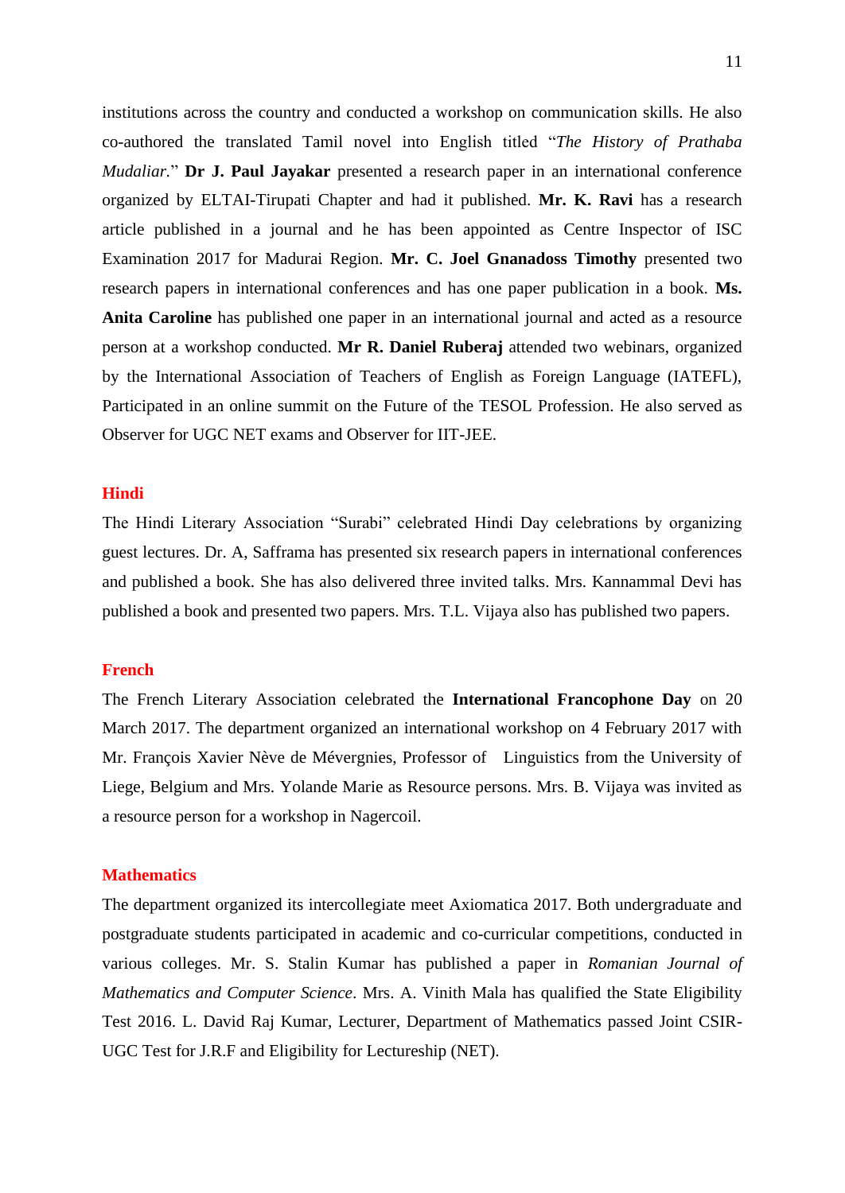institutions across the country and conducted a workshop on communication skills. He also co-authored the translated Tamil novel into English titled "*The History of Prathaba Mudaliar.*" **Dr J. Paul Jayakar** presented a research paper in an international conference organized by ELTAI-Tirupati Chapter and had it published. **Mr. K. Ravi** has a research article published in a journal and he has been appointed as Centre Inspector of ISC Examination 2017 for Madurai Region. **Mr. C. Joel Gnanadoss Timothy** presented two research papers in international conferences and has one paper publication in a book. **Ms. Anita Caroline** has published one paper in an international journal and acted as a resource person at a workshop conducted. **Mr R. Daniel Ruberaj** attended two webinars, organized by the International Association of Teachers of English as Foreign Language (IATEFL), Participated in an online summit on the Future of the TESOL Profession. He also served as Observer for UGC NET exams and Observer for IIT-JEE.

## Hindi

The Hindi Literary Association "Surabi" celebrated Hindi Day celebrations by organizing guest lectures. Dr. A, Safframa has presented six research papers in international conferences and published a book. She has also delivered three invited talks. Mrs. Kannammal Devi has published a book and presented two papers. Mrs. T.L. Vijaya also has published two papers.

## French

The French Literary Association celebrated the **International Francophone Day** on 20 March 2017. The department organized an international workshop on 4 February 2017 with Mr. François Xavier Nève de Mévergnies, Professor of Linguistics from the University of Liege, Belgium and Mrs. Yolande Marie as Resource persons. Mrs. B. Vijaya was invited as a resource person for a workshop in Nagercoil.

## Mathematics

The department organized its intercollegiate meet Axiomatica 2017. Both undergraduate and postgraduate students participated in academic and co-curricular competitions, conducted in various colleges. Mr. S. Stalin Kumar has published a paper in *Romanian Journal of Mathematics and Computer Science*. Mrs. A. Vinith Mala has qualified the State Eligibility Test 2016. L. David Raj Kumar, Lecturer, Department of Mathematics passed Joint CSIR-UGC Test for J.R.F and Eligibility for Lectureship (NET).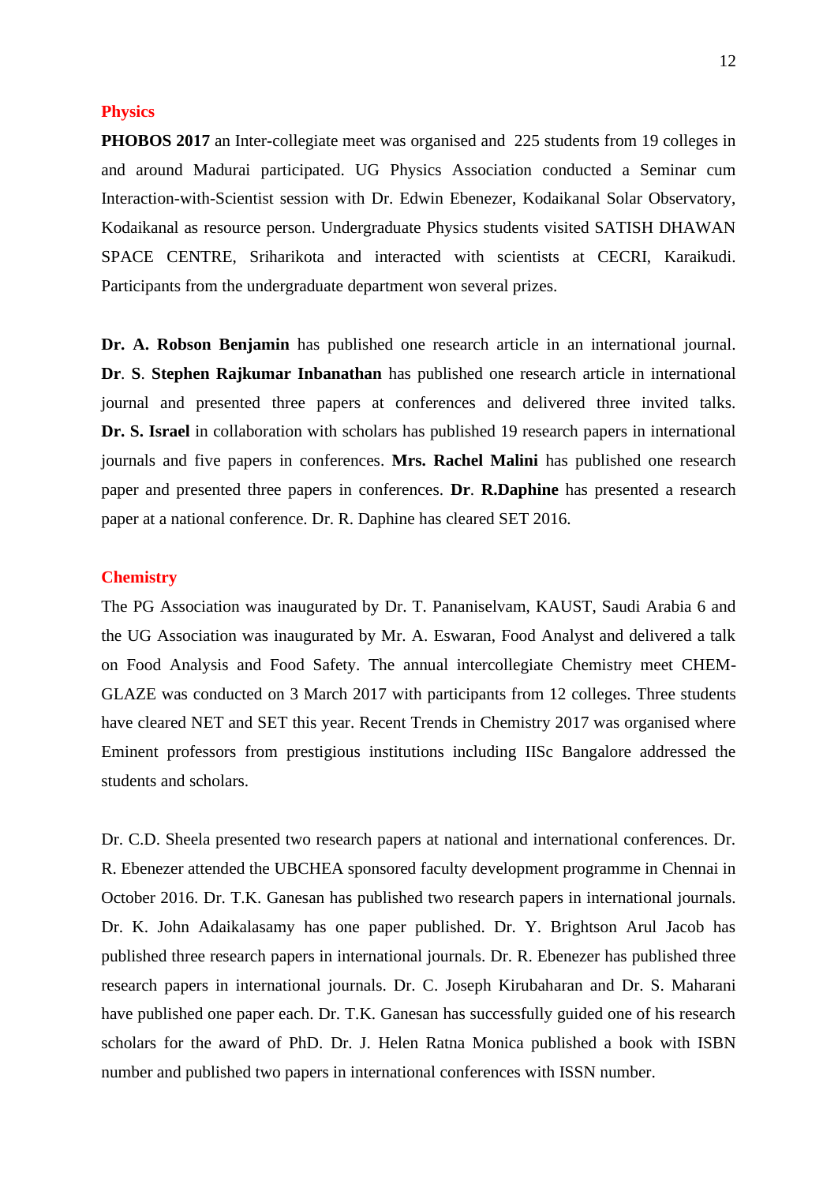## Physics

**PHOBOS 2017** an Inter-collegiate meet was organised and 225 students from 19 colleges in and around Madurai participated. UG Physics Association conducted a Seminar cum Interaction-with-Scientist session with Dr. Edwin Ebenezer, Kodaikanal Solar Observatory, Kodaikanal as resource person. Undergraduate Physics students visited SATISH DHAWAN SPACE CENTRE, Sriharikota and interacted with scientists at CECRI, Karaikudi. Participants from the undergraduate department won several prizes.

**Dr. A. Robson Benjamin** has published one research article in an international journal. **Dr**. **S**. **Stephen Rajkumar Inbanathan** has published one research article in international journal and presented three papers at conferences and delivered three invited talks. **Dr. S. Israel** in collaboration with scholars has published 19 research papers in international journals and five papers in conferences. **Mrs. Rachel Malini** has published one research paper and presented three papers in conferences. **Dr**. **R.Daphine** has presented a research paper at a national conference. Dr. R. Daphine has cleared SET 2016.

## Chemistry

The PG Association was inaugurated by Dr. T. Pananiselvam, KAUST, Saudi Arabia 6 and the UG Association was inaugurated by Mr. A. Eswaran, Food Analyst and delivered a talk on Food Analysis and Food Safety. The annual intercollegiate Chemistry meet CHEM-GLAZE was conducted on 3 March 2017 with participants from 12 colleges. Three students have cleared NET and SET this year. Recent Trends in Chemistry 2017 was organised where Eminent professors from prestigious institutions including IISc Bangalore addressed the students and scholars.

Dr. C.D. Sheela presented two research papers at national and international conferences. Dr. R. Ebenezer attended the UBCHEA sponsored faculty development programme in Chennai in October 2016. Dr. T.K. Ganesan has published two research papers in international journals. Dr. K. John Adaikalasamy has one paper published. Dr. Y. Brightson Arul Jacob has published three research papers in international journals. Dr. R. Ebenezer has published three research papers in international journals. Dr. C. Joseph Kirubaharan and Dr. S. Maharani have published one paper each. Dr. T.K. Ganesan has successfully guided one of his research scholars for the award of PhD. Dr. J. Helen Ratna Monica published a book with ISBN number and published two papers in international conferences with ISSN number.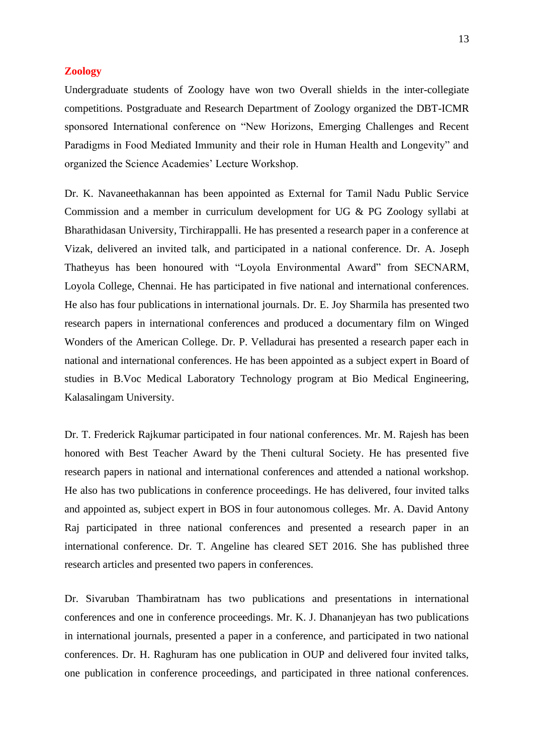## Zoology

Undergraduate students of Zoology have won two Overall shields in the inter-collegiate competitions. Postgraduate and Research Department of Zoology organized the DBT-ICMR sponsored International conference on "New Horizons, Emerging Challenges and Recent Paradigms in Food Mediated Immunity and their role in Human Health and Longevity" and organized the Science Academies' Lecture Workshop.

Dr. K. Navaneethakannan has been appointed as External for Tamil Nadu Public Service Commission and a member in curriculum development for UG & PG Zoology syllabi at Bharathidasan University, Tirchirappalli. He has presented a research paper in a conference at Vizak, delivered an invited talk, and participated in a national conference. Dr. A. Joseph Thatheyus has been honoured with "Loyola Environmental Award" from SECNARM, Loyola College, Chennai. He has participated in five national and international conferences. He also has four publications in international journals. Dr. E. Joy Sharmila has presented two research papers in international conferences and produced a documentary film on Winged Wonders of the American College. Dr. P. Velladurai has presented a research paper each in national and international conferences. He has been appointed as a subject expert in Board of studies in B.Voc Medical Laboratory Technology program at Bio Medical Engineering, Kalasalingam University.

Dr. T. Frederick Rajkumar participated in four national conferences. Mr. M. Rajesh has been honored with Best Teacher Award by the Theni cultural Society. He has presented five research papers in national and international conferences and attended a national workshop. He also has two publications in conference proceedings. He has delivered, four invited talks and appointed as, subject expert in BOS in four autonomous colleges. Mr. A. David Antony Raj participated in three national conferences and presented a research paper in an international conference. Dr. T. Angeline has cleared SET 2016. She has published three research articles and presented two papers in conferences.

Dr. Sivaruban Thambiratnam has two publications and presentations in international conferences and one in conference proceedings. Mr. K. J. Dhananjeyan has two publications in international journals, presented a paper in a conference, and participated in two national conferences. Dr. H. Raghuram has one publication in OUP and delivered four invited talks, one publication in conference proceedings, and participated in three national conferences.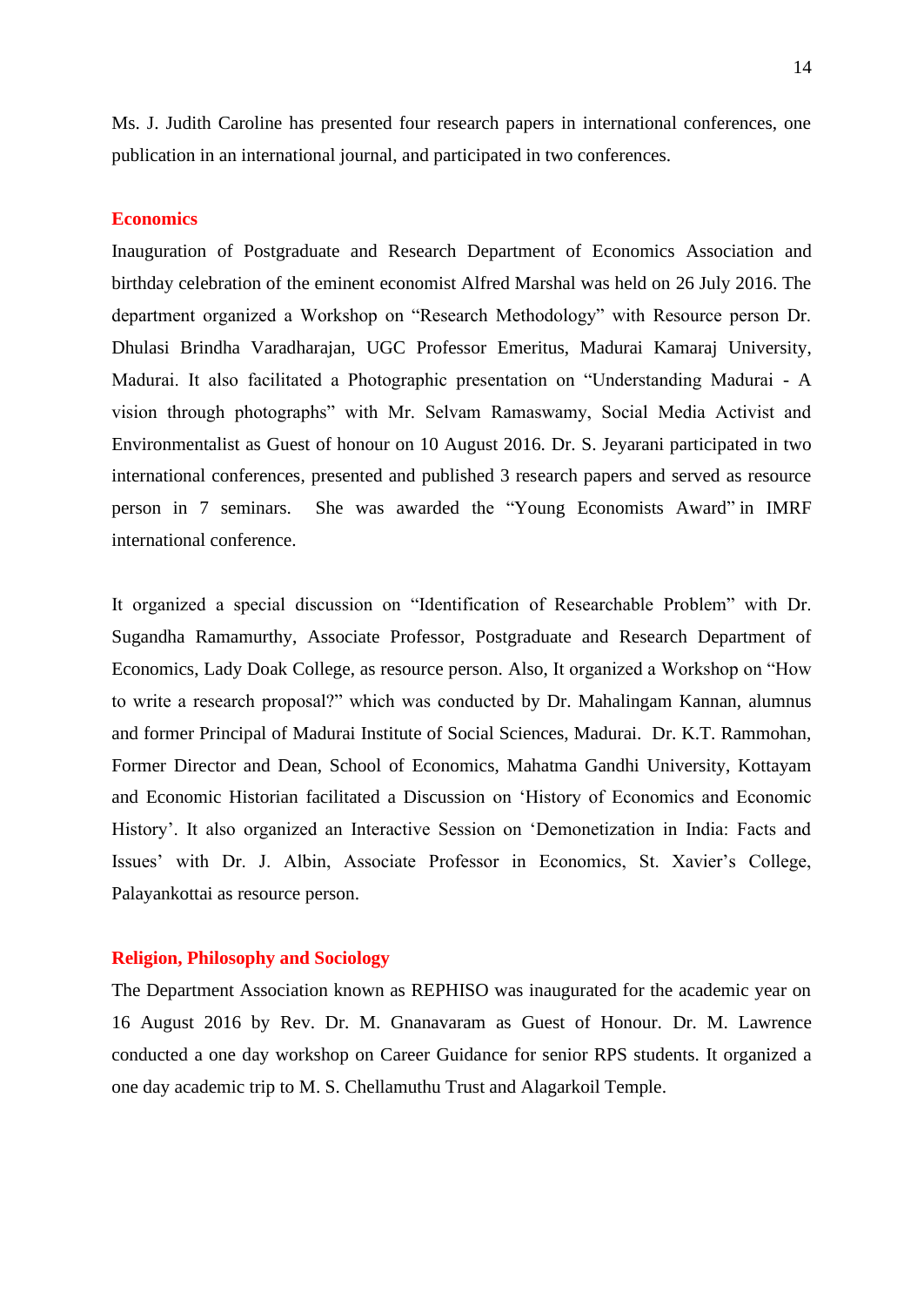Ms. J. Judith Caroline has presented four research papers in international conferences, one publication in an international journal, and participated in two conferences.

## Economics

Inauguration of Postgraduate and Research Department of Economics Association and birthday celebration of the eminent economist Alfred Marshal was held on 26 July 2016. The department organized a Workshop on "Research Methodology" with Resource person Dr. Dhulasi Brindha Varadharajan, UGC Professor Emeritus, Madurai Kamaraj University, Madurai. It also facilitated a Photographic presentation on "Understanding Madurai - A vision through photographs" with Mr. Selvam Ramaswamy, Social Media Activist and Environmentalist as Guest of honour on 10 August 2016. Dr. S. Jeyarani participated in two international conferences, presented and published 3 research papers and served as resource person in 7 seminars. She was awarded the "Young Economists Award" in IMRF international conference.

It organized a special discussion on "Identification of Researchable Problem" with Dr. Sugandha Ramamurthy, Associate Professor, Postgraduate and Research Department of Economics, Lady Doak College, as resource person. Also, It organized a Workshop on "How to write a research proposal?" which was conducted by Dr. Mahalingam Kannan, alumnus and former Principal of Madurai Institute of Social Sciences, Madurai. Dr. K.T. Rammohan, Former Director and Dean, School of Economics, Mahatma Gandhi University, Kottayam and Economic Historian facilitated a Discussion on 'History of Economics and Economic History'. It also organized an Interactive Session on 'Demonetization in India: Facts and Issues' with Dr. J. Albin, Associate Professor in Economics, St. Xavier's College, Palayankottai as resource person.

## Religion, Philosophy and Sociology

The Department Association known as REPHISO was inaugurated for the academic year on 16 August 2016 by Rev. Dr. M. Gnanavaram as Guest of Honour. Dr. M. Lawrence conducted a one day workshop on Career Guidance for senior RPS students. It organized a one day academic trip to M. S. Chellamuthu Trust and Alagarkoil Temple.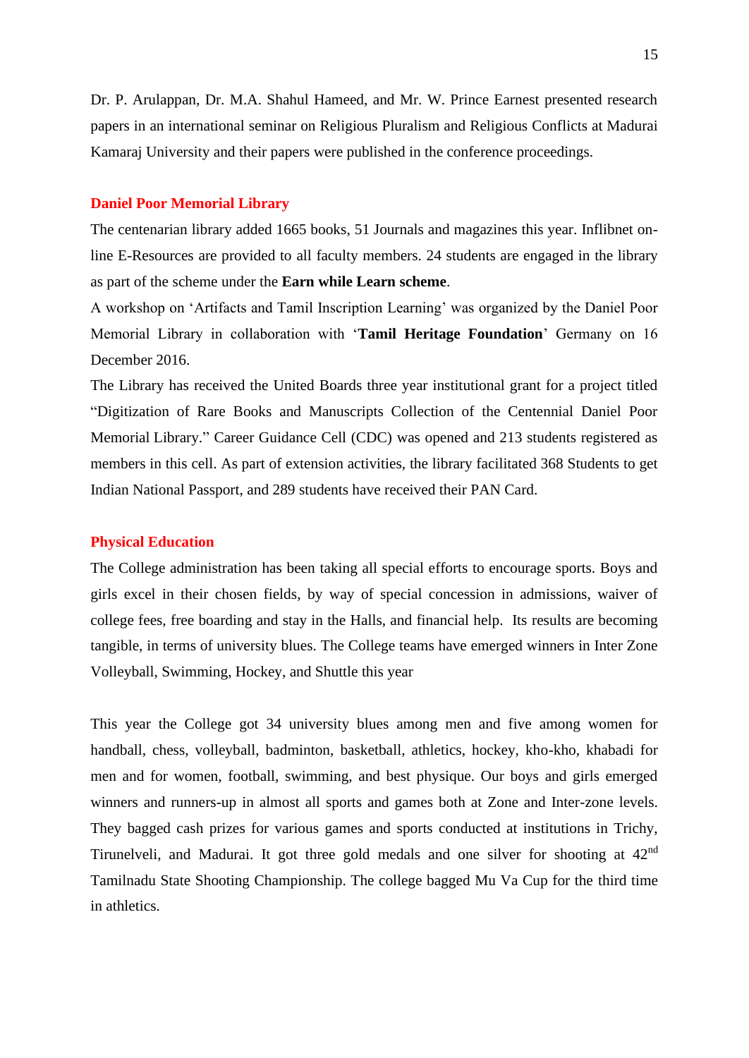Dr. P. Arulappan, Dr. M.A. Shahul Hameed, and Mr. W. Prince Earnest presented research papers in an international seminar on Religious Pluralism and Religious Conflicts at Madurai Kamaraj University and their papers were published in the conference proceedings.

## Daniel Poor Memorial Library

The centenarian library added 1665 books, 51 Journals and magazines this year. Inflibnet on-line E-Resources are provided to all faculty members. 24 students are engaged in the library as part of the scheme under the **Earn while Learn scheme**.

A workshop on 'Artifacts and Tamil Inscription Learning' was organized by the Daniel Poor Memorial Library in collaboration with '**Tamil Heritage Foundation**' Germany on 16 December 2016.

The Library has received the United Boards three year institutional grant for a project titled "Digitization of Rare Books and Manuscripts Collection of the Centennial Daniel Poor Memorial Library." Career Guidance Cell (CDC) was opened and 213 students registered as members in this cell. As part of extension activities, the library facilitated 368 Students to get Indian National Passport, and 289 students have received their PAN Card.

## Physical Education

The College administration has been taking all special efforts to encourage sports. Boys and girls excel in their chosen fields, by way of special concession in admissions, waiver of college fees, free boarding and stay in the Halls, and financial help. Its results are becoming tangible, in terms of university blues. The College teams have emerged winners in Inter Zone Volleyball, Swimming, Hockey, and Shuttle this year

This year the College got 34 university blues among men and five among women for handball, chess, volleyball, badminton, basketball, athletics, hockey, kho-kho, khabadi for men and for women, football, swimming, and best physique. Our boys and girls emerged winners and runners-up in almost all sports and games both at Zone and Inter-zone levels. They bagged cash prizes for various games and sports conducted at institutions in Trichy, Tirunelveli, and Madurai. It got three gold medals and one silver for shooting at 42nd Tamilnadu State Shooting Championship. The college bagged Mu Va Cup for the third time in athletics.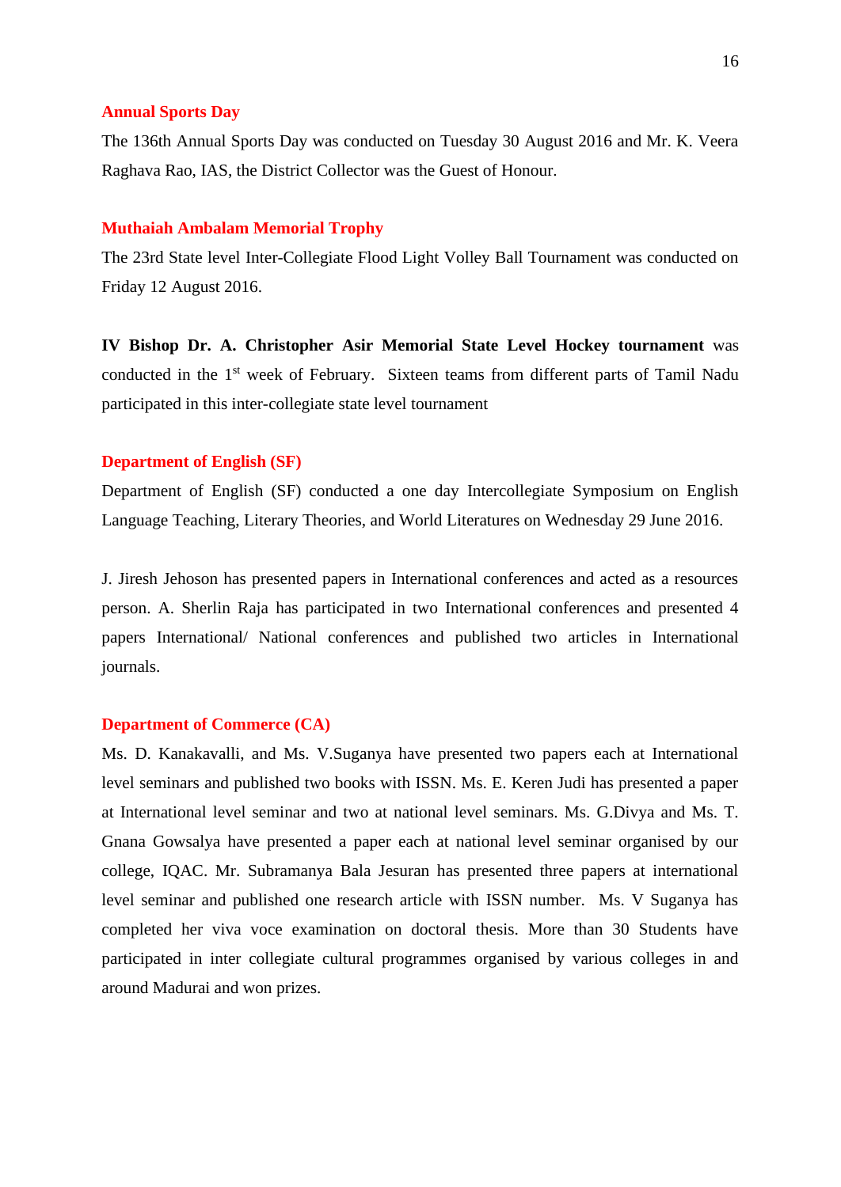## Annual Sports Day

The 136th Annual Sports Day was conducted on Tuesday 30 August 2016 and Mr. K. Veera Raghava Rao, IAS, the District Collector was the Guest of Honour.

## Muthaiah Ambalam Memorial Trophy

The 23rd State level Inter-Collegiate Flood Light Volley Ball Tournament was conducted on Friday 12 August 2016.

**IV Bishop Dr. A. Christopher Asir Memorial State Level Hockey tournament** was conducted in the 1st week of February. Sixteen teams from different parts of Tamil Nadu participated in this inter-collegiate state level tournament

## Department of English (SF)

Department of English (SF) conducted a one day Intercollegiate Symposium on English Language Teaching, Literary Theories, and World Literatures on Wednesday 29 June 2016.

J. Jiresh Jehoson has presented papers in International conferences and acted as a resources person. A. Sherlin Raja has participated in two International conferences and presented 4 papers International/ National conferences and published two articles in International journals.

## Department of Commerce (CA)

Ms. D. Kanakavalli, and Ms. V.Suganya have presented two papers each at International level seminars and published two books with ISSN. Ms. E. Keren Judi has presented a paper at International level seminar and two at national level seminars. Ms. G.Divya and Ms. T. Gnana Gowsalya have presented a paper each at national level seminar organised by our college, IQAC. Mr. Subramanya Bala Jesuran has presented three papers at international level seminar and published one research article with ISSN number. Ms. V Suganya has completed her viva voce examination on doctoral thesis. More than 30 Students have participated in inter collegiate cultural programmes organised by various colleges in and around Madurai and won prizes.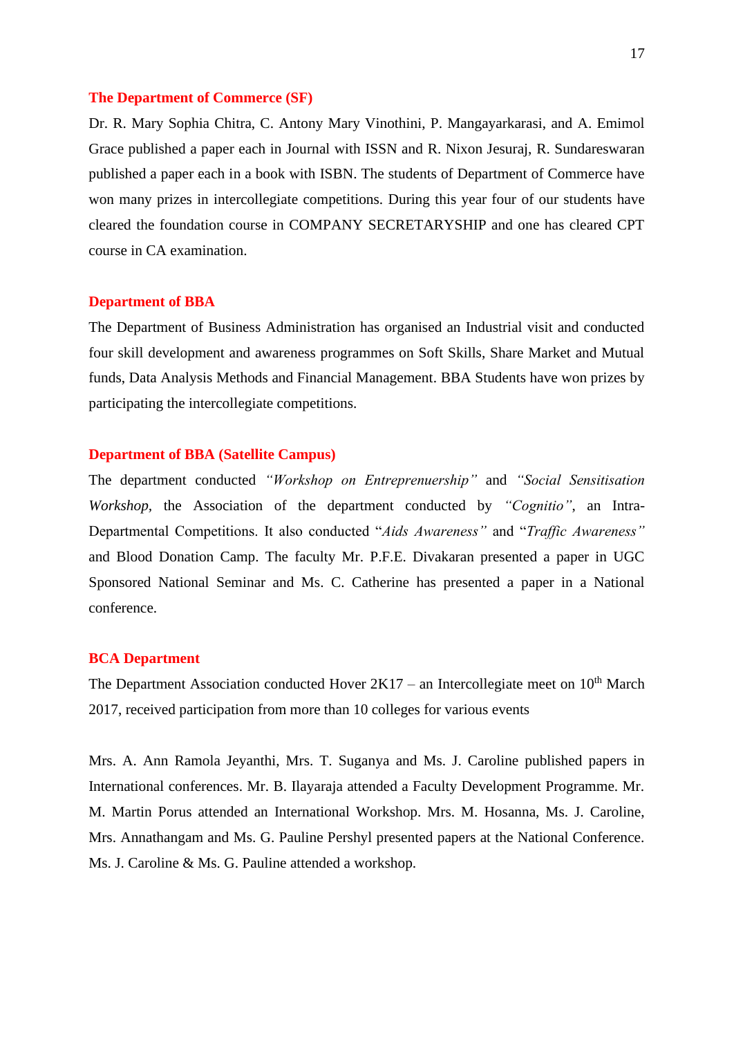## The Department of Commerce (SF)

Dr. R. Mary Sophia Chitra, C. Antony Mary Vinothini, P. Mangayarkarasi, and A. Emimol Grace published a paper each in Journal with ISSN and R. Nixon Jesuraj, R. Sundareswaran published a paper each in a book with ISBN. The students of Department of Commerce have won many prizes in intercollegiate competitions. During this year four of our students have cleared the foundation course in COMPANY SECRETARYSHIP and one has cleared CPT course in CA examination.

## Department of BBA

The Department of Business Administration has organised an Industrial visit and conducted four skill development and awareness programmes on Soft Skills, Share Market and Mutual funds, Data Analysis Methods and Financial Management. BBA Students have won prizes by participating the intercollegiate competitions.

## Department of BBA (Satellite Campus)

The department conducted *"Workshop on Entrepreneurship"* and *"Social Sensitisation Workshop,* the Association of the department conducted by *"Cognitio"*, an Intra-Departmental Competitions. It also conducted "*Aids Awareness"* and "*Traffic Awareness"* and Blood Donation Camp. The faculty Mr. P.F.E. Divakaran presented a paper in UGC Sponsored National Seminar and Ms. C. Catherine has presented a paper in a National conference.

## BCA Department

The Department Association conducted Hover 2K17 – an Intercollegiate meet on 10th March 2017, received participation from more than 10 colleges for various events

Mrs. A. Ann Ramola Jeyanthi, Mrs. T. Suganya and Ms. J. Caroline published papers in International conferences. Mr. B. Ilayaraja attended a Faculty Development Programme. Mr. M. Martin Porus attended an International Workshop. Mrs. M. Hosanna, Ms. J. Caroline, Mrs. Annathangam and Ms. G. Pauline Pershyl presented papers at the National Conference. Ms. J. Caroline & Ms. G. Pauline attended a workshop.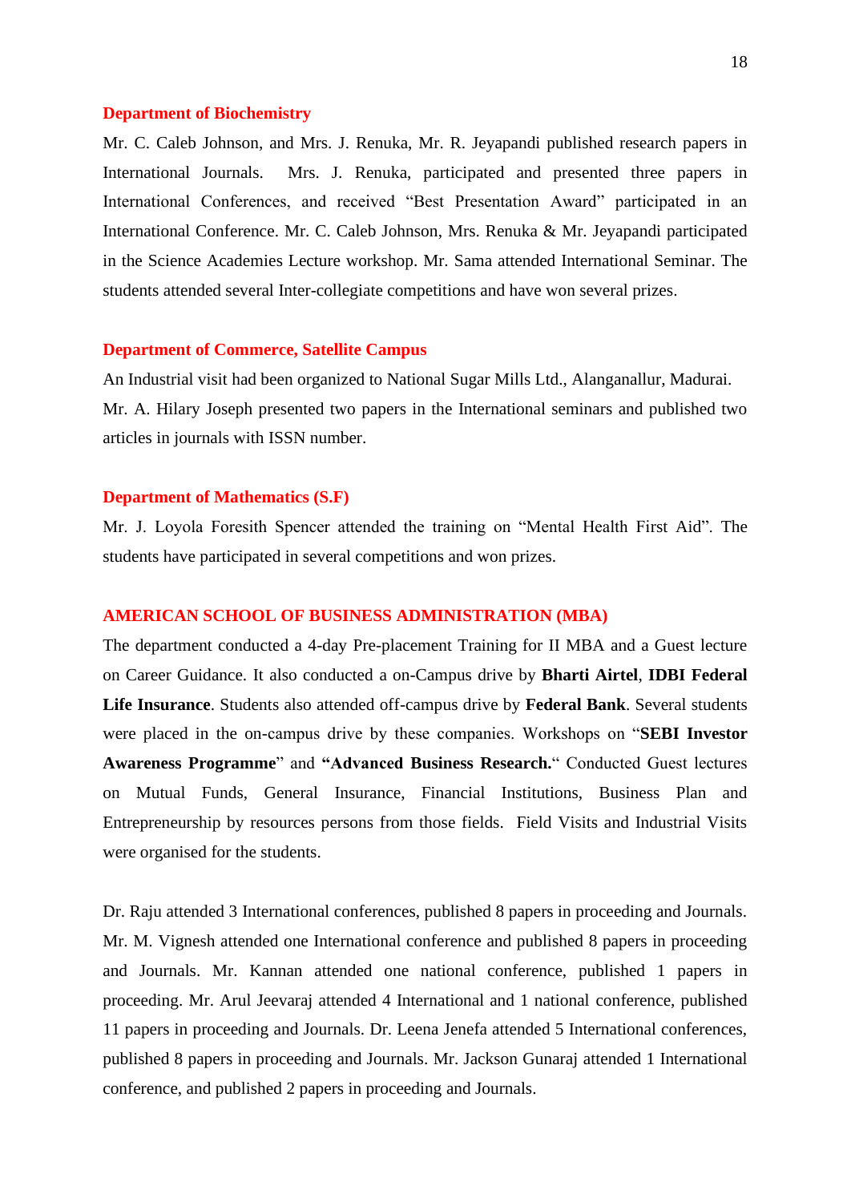## Department of Biochemistry

Mr. C. Caleb Johnson, and Mrs. J. Renuka, Mr. R. Jeyapandi published research papers in International Journals. Mrs. J. Renuka, participated and presented three papers in International Conferences, and received "Best Presentation Award" participated in an International Conference. Mr. C. Caleb Johnson, Mrs. Renuka & Mr. Jeyapandi participated in the Science Academies Lecture workshop. Mr. Sama attended International Seminar. The students attended several Inter-collegiate competitions and have won several prizes.

## Department of Commerce, Satellite Campus

An Industrial visit had been organized to National Sugar Mills Ltd., Alanganallur, Madurai. Mr. A. Hilary Joseph presented two papers in the International seminars and published two articles in journals with ISSN number.

## Department of Mathematics (S.F)

Mr. J. Loyola Foresith Spencer attended the training on "Mental Health First Aid". The students have participated in several competitions and won prizes.

## AMERICAN SCHOOL OF BUSINESS ADMINISTRATION (MBA)

The department conducted a 4-day Pre-placement Training for II MBA and a Guest lecture on Career Guidance. It also conducted a on-Campus drive by **Bharti Airtel**, **IDBI Federal Life Insurance**. Students also attended off-campus drive by **Federal Bank**. Several students were placed in the on-campus drive by these companies. Workshops on "**SEBI Investor Awareness Programme**" and **"Advanced Business Research."** Conducted Guest lectures on Mutual Funds, General Insurance, Financial Institutions, Business Plan and Entrepreneurship by resources persons from those fields. Field Visits and Industrial Visits were organised for the students.

Dr. Raju attended 3 International conferences, published 8 papers in proceeding and Journals. Mr. M. Vignesh attended one International conference and published 8 papers in proceeding and Journals. Mr. Kannan attended one national conference, published 1 papers in proceeding. Mr. Arul Jeevaraj attended 4 International and 1 national conference, published 11 papers in proceeding and Journals. Dr. Leena Jenefa attended 5 International conferences, published 8 papers in proceeding and Journals. Mr. Jackson Gunaraj attended 1 International conference, and published 2 papers in proceeding and Journals.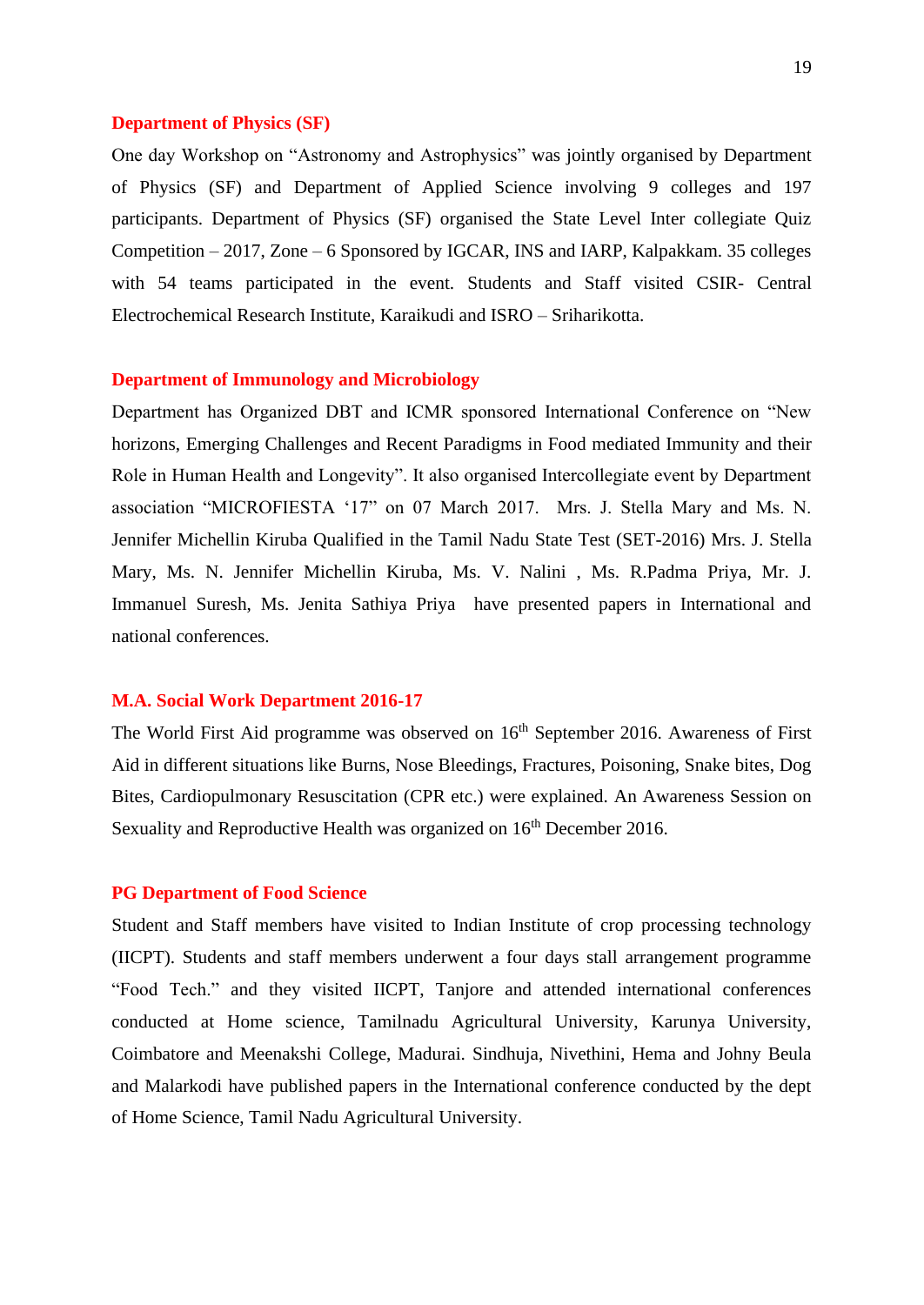### Department of Physics (SF)

One day Workshop on "Astronomy and Astrophysics" was jointly organised by Department of Physics (SF) and Department of Applied Science involving 9 colleges and 197 participants. Department of Physics (SF) organised the State Level Inter collegiate Quiz Competition – 2017, Zone – 6 Sponsored by IGCAR, INS and IARP, Kalpakkam. 35 colleges with 54 teams participated in the event. Students and Staff visited CSIR- Central Electrochemical Research Institute, Karaikudi and ISRO – Sriharikotta.

### Department of Immunology and Microbiology

Department has Organized DBT and ICMR sponsored International Conference on "New horizons, Emerging Challenges and Recent Paradigms in Food mediated Immunity and their Role in Human Health and Longevity". It also organised Intercollegiate event by Department association "MICROFIESTA '17" on 07 March 2017. Mrs. J. Stella Mary and Ms. N. Jennifer Michellin Kiruba Qualified in the Tamil Nadu State Test (SET-2016) Mrs. J. Stella Mary, Ms. N. Jennifer Michellin Kiruba, Ms. V. Nalini , Ms. R.Padma Priya, Mr. J. Immanuel Suresh, Ms. Jenita Sathiya Priya have presented papers in International and national conferences.

### M.A. Social Work Department 2016-17

The World First Aid programme was observed on 16th September 2016. Awareness of First Aid in different situations like Burns, Nose Bleedings, Fractures, Poisoning, Snake bites, Dog Bites, Cardiopulmonary Resuscitation (CPR etc.) were explained. An Awareness Session on Sexuality and Reproductive Health was organized on 16th December 2016.

### PG Department of Food Science

Student and Staff members have visited to Indian Institute of crop processing technology (IICPT). Students and staff members underwent a four days stall arrangement programme "Food Tech." and they visited IICPT, Tanjore and attended international conferences conducted at Home science, Tamilnadu Agricultural University, Karunya University, Coimbatore and Meenakshi College, Madurai. Sindhuja, Nivethini, Hema and Johny Beula and Malarkodi have published papers in the International conference conducted by the dept of Home Science, Tamil Nadu Agricultural University.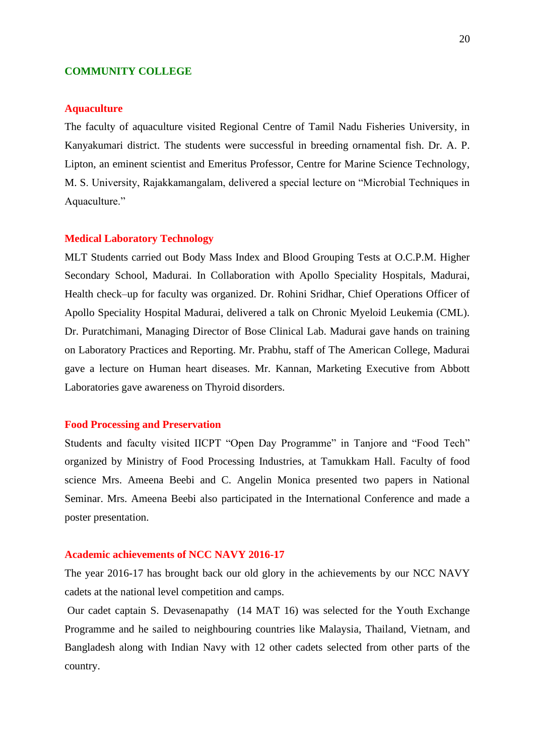## COMMUNITY COLLEGE

### Aquaculture

The faculty of aquaculture visited Regional Centre of Tamil Nadu Fisheries University, in Kanyakumari district. The students were successful in breeding ornamental fish. Dr. A. P. Lipton, an eminent scientist and Emeritus Professor, Centre for Marine Science Technology, M. S. University, Rajakkamangalam, delivered a special lecture on "Microbial Techniques in Aquaculture."

### Medical Laboratory Technology

MLT Students carried out Body Mass Index and Blood Grouping Tests at O.C.P.M. Higher Secondary School, Madurai. In Collaboration with Apollo Speciality Hospitals, Madurai, Health check–up for faculty was organized. Dr. Rohini Sridhar, Chief Operations Officer of Apollo Speciality Hospital Madurai, delivered a talk on Chronic Myeloid Leukemia (CML). Dr. Puratchimani, Managing Director of Bose Clinical Lab. Madurai gave hands on training on Laboratory Practices and Reporting. Mr. Prabhu, staff of The American College, Madurai gave a lecture on Human heart diseases. Mr. Kannan, Marketing Executive from Abbott Laboratories gave awareness on Thyroid disorders.

### Food Processing and Preservation

Students and faculty visited IICPT "Open Day Programme" in Tanjore and "Food Tech" organized by Ministry of Food Processing Industries, at Tamukkam Hall. Faculty of food science Mrs. Ameena Beebi and C. Angelin Monica presented two papers in National Seminar. Mrs. Ameena Beebi also participated in the International Conference and made a poster presentation.

### Academic achievements of NCC NAVY 2016-17

The year 2016-17 has brought back our old glory in the achievements by our NCC NAVY cadets at the national level competition and camps.

Our cadet captain S. Devasenapathy (14 MAT 16) was selected for the Youth Exchange Programme and he sailed to neighbouring countries like Malaysia, Thailand, Vietnam, and Bangladesh along with Indian Navy with 12 other cadets selected from other parts of the country.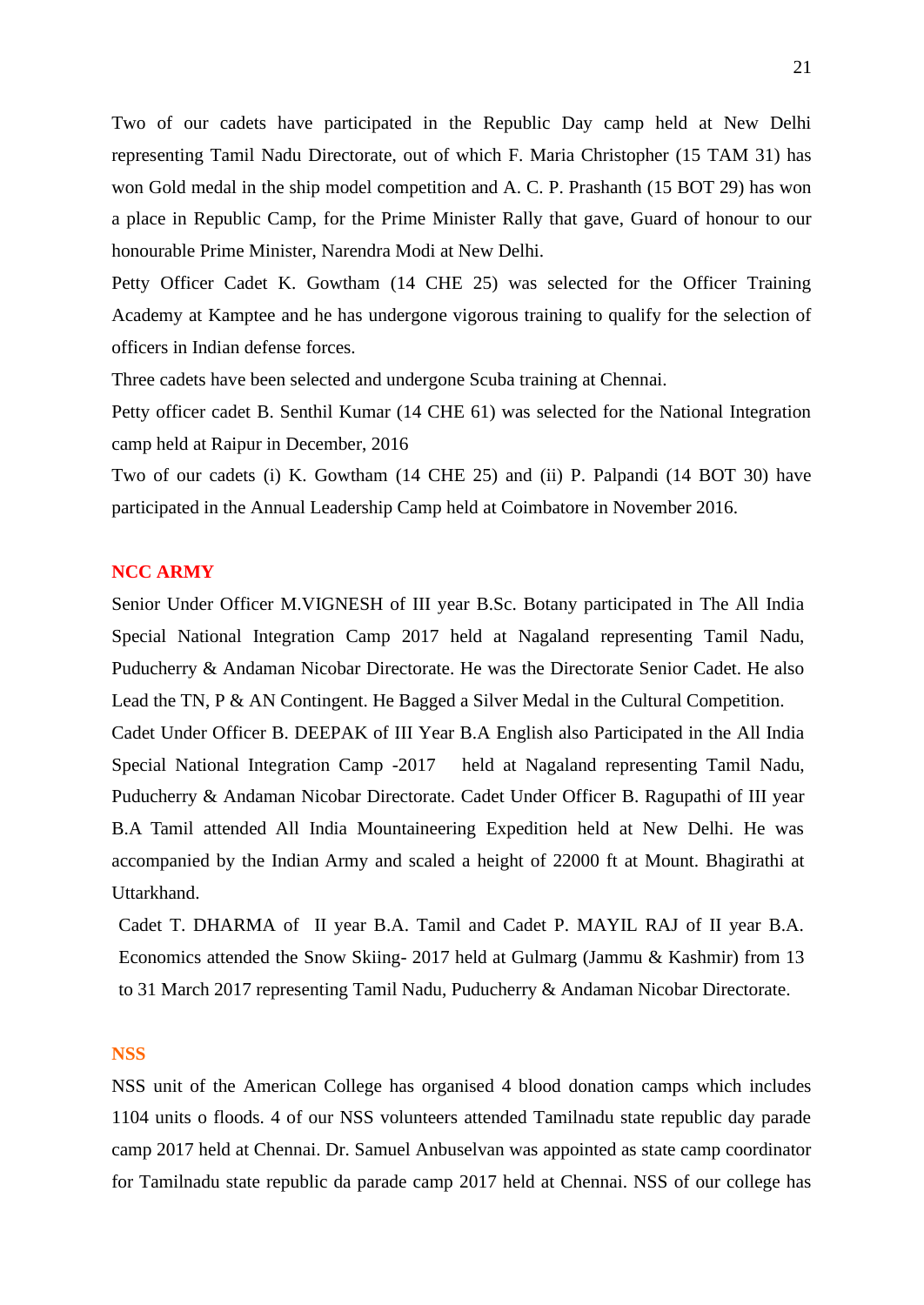Two of our cadets have participated in the Republic Day camp held at New Delhi representing Tamil Nadu Directorate, out of which F. Maria Christopher (15 TAM 31) has won Gold medal in the ship model competition and A. C. P. Prashanth (15 BOT 29) has won a place in Republic Camp, for the Prime Minister Rally that gave, Guard of honour to our honourable Prime Minister, Narendra Modi at New Delhi.

Petty Officer Cadet K. Gowtham (14 CHE 25) was selected for the Officer Training Academy at Kamptee and he has undergone vigorous training to qualify for the selection of officers in Indian defense forces.

Three cadets have been selected and undergone Scuba training at Chennai.

Petty officer cadet B. Senthil Kumar (14 CHE 61) was selected for the National Integration camp held at Raipur in December, 2016

Two of our cadets (i) K. Gowtham (14 CHE 25) and (ii) P. Palpandi (14 BOT 30) have participated in the Annual Leadership Camp held at Coimbatore in November 2016.

## NCC ARMY

Senior Under Officer M.VIGNESH of III year B.Sc. Botany participated in The All India Special National Integration Camp 2017 held at Nagaland representing Tamil Nadu, Puducherry & Andaman Nicobar Directorate. He was the Directorate Senior Cadet. He also Lead the TN, P & AN Contingent. He Bagged a Silver Medal in the Cultural Competition.

Cadet Under Officer B. DEEPAK of III Year B.A English also Participated in the All India Special National Integration Camp -2017 held at Nagaland representing Tamil Nadu, Puducherry & Andaman Nicobar Directorate. Cadet Under Officer B. Ragupathi of III year B.A Tamil attended All India Mountaineering Expedition held at New Delhi. He was accompanied by the Indian Army and scaled a height of 22000 ft at Mount. Bhagirathi at Uttarkhand.

Cadet T. DHARMA of II year B.A. Tamil and Cadet P. MAYIL RAJ of II year B.A. Economics attended the Snow Skiing- 2017 held at Gulmarg (Jammu & Kashmir) from 13 to 31 March 2017 representing Tamil Nadu, Puducherry & Andaman Nicobar Directorate.

## NSS

NSS unit of the American College has organised 4 blood donation camps which includes 1104 units o floods. 4 of our NSS volunteers attended Tamilnadu state republic day parade camp 2017 held at Chennai. Dr. Samuel Anbuselvan was appointed as state camp coordinator for Tamilnadu state republic da parade camp 2017 held at Chennai. NSS of our college has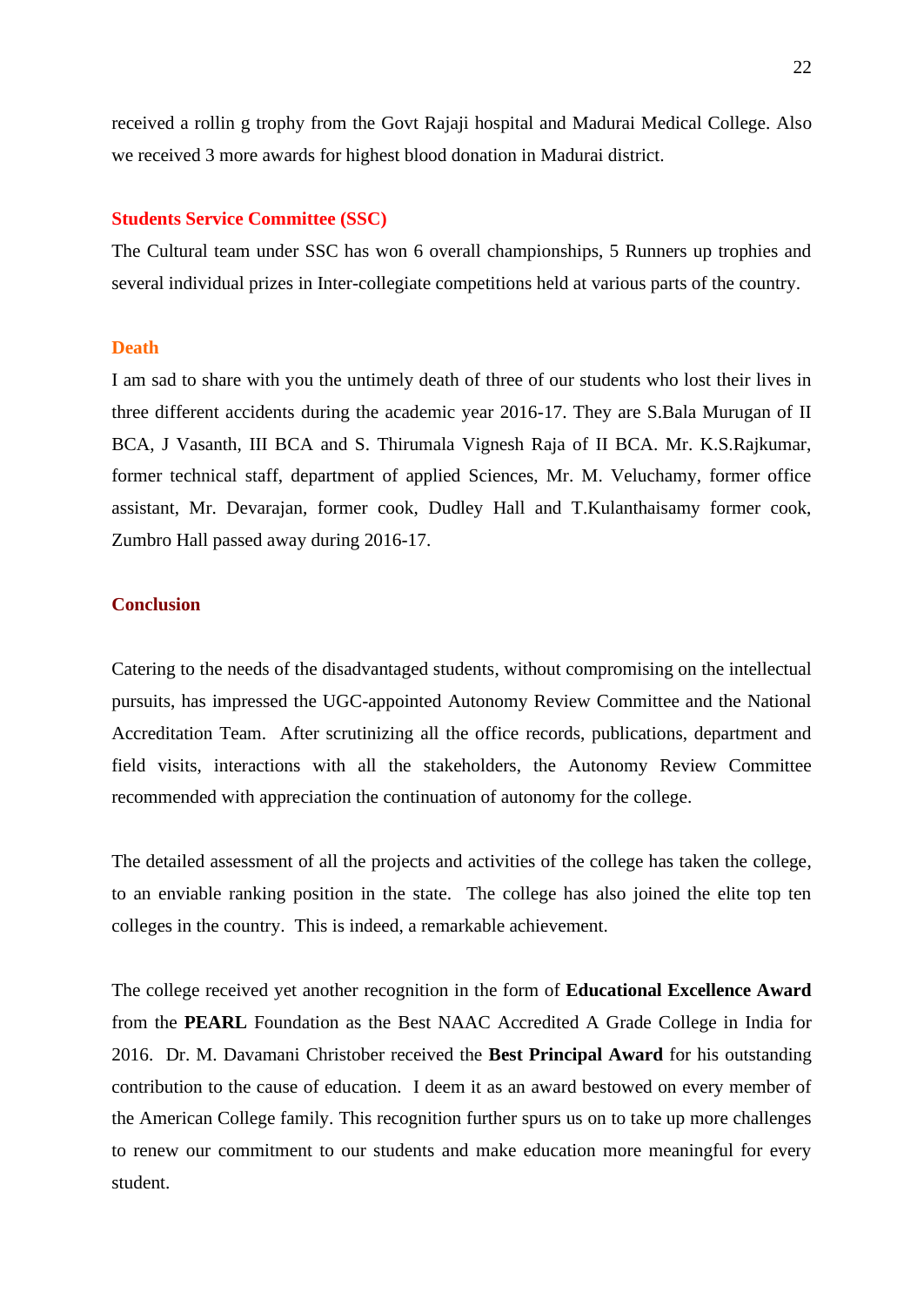received a rollin g trophy from the Govt Rajaji hospital and Madurai Medical College. Also we received 3 more awards for highest blood donation in Madurai district.

### Students Service Committee (SSC)

The Cultural team under SSC has won 6 overall championships, 5 Runners up trophies and several individual prizes in Inter-collegiate competitions held at various parts of the country.

### Death

I am sad to share with you the untimely death of three of our students who lost their lives in three different accidents during the academic year 2016-17. They are S.Bala Murugan of II BCA, J Vasanth, III BCA and S. Thirumala Vignesh Raja of II BCA. Mr. K.S.Rajkumar, former technical staff, department of applied Sciences, Mr. M. Veluchamy, former office assistant, Mr. Devarajan, former cook, Dudley Hall and T.Kulanthaisamy former cook, Zumbro Hall passed away during 2016-17.

### Conclusion

Catering to the needs of the disadvantaged students, without compromising on the intellectual pursuits, has impressed the UGC-appointed Autonomy Review Committee and the National Accreditation Team. After scrutinizing all the office records, publications, department and field visits, interactions with all the stakeholders, the Autonomy Review Committee recommended with appreciation the continuation of autonomy for the college.

The detailed assessment of all the projects and activities of the college has taken the college, to an enviable ranking position in the state. The college has also joined the elite top ten colleges in the country. This is indeed, a remarkable achievement.

The college received yet another recognition in the form of **Educational Excellence Award** from the **PEARL** Foundation as the Best NAAC Accredited A Grade College in India for 2016. Dr. M. Davamani Christober received the **Best Principal Award** for his outstanding contribution to the cause of education. I deem it as an award bestowed on every member of the American College family. This recognition further spurs us on to take up more challenges to renew our commitment to our students and make education more meaningful for every student.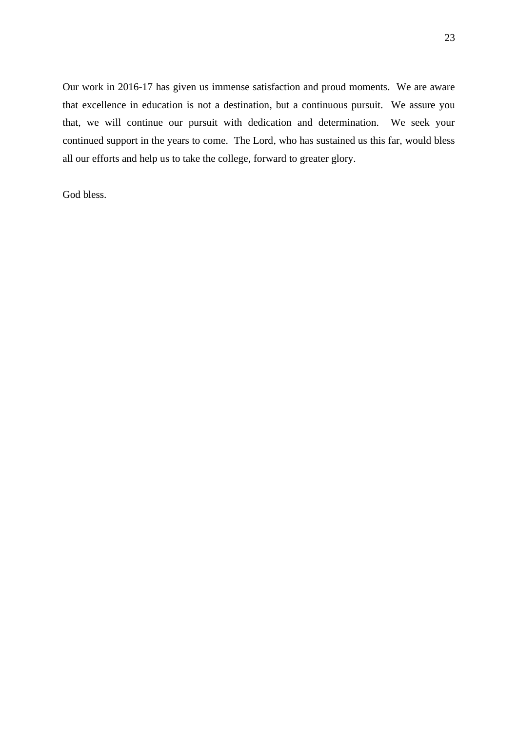Our work in 2016-17 has given us immense satisfaction and proud moments. We are aware that excellence in education is not a destination, but a continuous pursuit. We assure you that, we will continue our pursuit with dedication and determination. We seek your continued support in the years to come. The Lord, who has sustained us this far, would bless all our efforts and help us to take the college, forward to greater glory.

God bless.